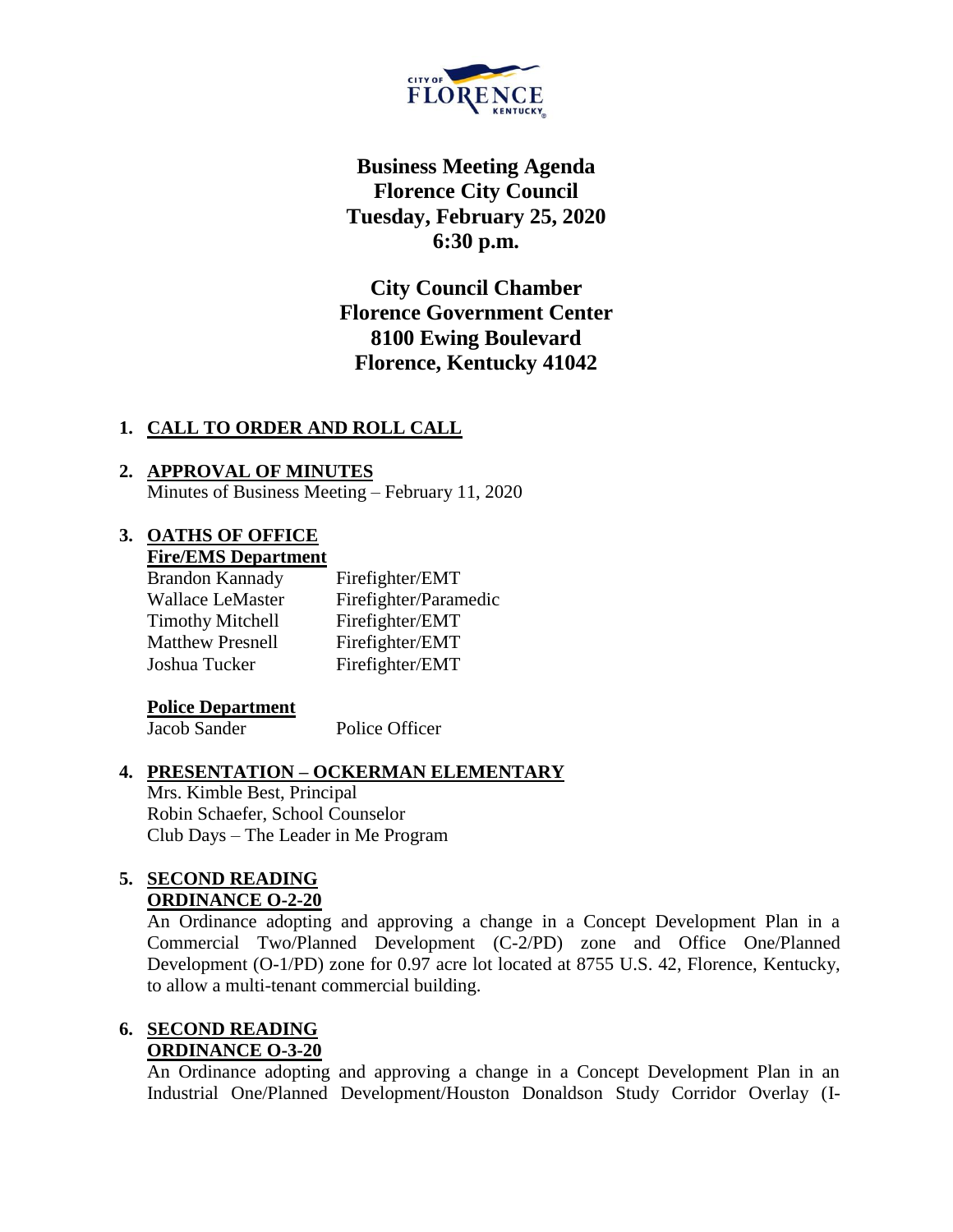# Business Meeting Agenda
# Florence City Council
# Tuesday, February 25, 2020
# 6:30 p.m.

**City Council Chamber**
**Florence Government Center**
**8100 Ewing Boulevard**
**Florence, Kentucky 41042**

1. **CALL TO ORDER AND ROLL CALL**

2. **APPROVAL OF MINUTES**
   Minutes of Business Meeting – February 11, 2020

3. **OATHS OF OFFICE**
   **Fire/EMS Department**

   | | |
   |---|---|
   | Brandon Kannady | Firefighter/EMT |
   | Wallace LeMaster | Firefighter/Paramedic |
   | Timothy Mitchell | Firefighter/EMT |
   | Matthew Presnell | Firefighter/EMT |
   | Joshua Tucker | Firefighter/EMT |

   **Police Department**

   | | |
   |---|---|
   | Jacob Sander | Police Officer |

4. **PRESENTATION – OCKERMAN ELEMENTARY**
   Mrs. Kimble Best, Principal
   Robin Schaefer, School Counselor
   Club Days – The Leader in Me Program

5. **SECOND READING**
   **ORDINANCE O-2-20**
   An Ordinance adopting and approving a change in a Concept Development Plan in a Commercial Two/Planned Development (C-2/PD) zone and Office One/Planned Development (O-1/PD) zone for 0.97 acre lot located at 8755 U.S. 42, Florence, Kentucky, to allow a multi-tenant commercial building.

6. **SECOND READING**
   **ORDINANCE O-3-20**
   An Ordinance adopting and approving a change in a Concept Development Plan in an Industrial One/Planned Development/Houston Donaldson Study Corridor Overlay (I-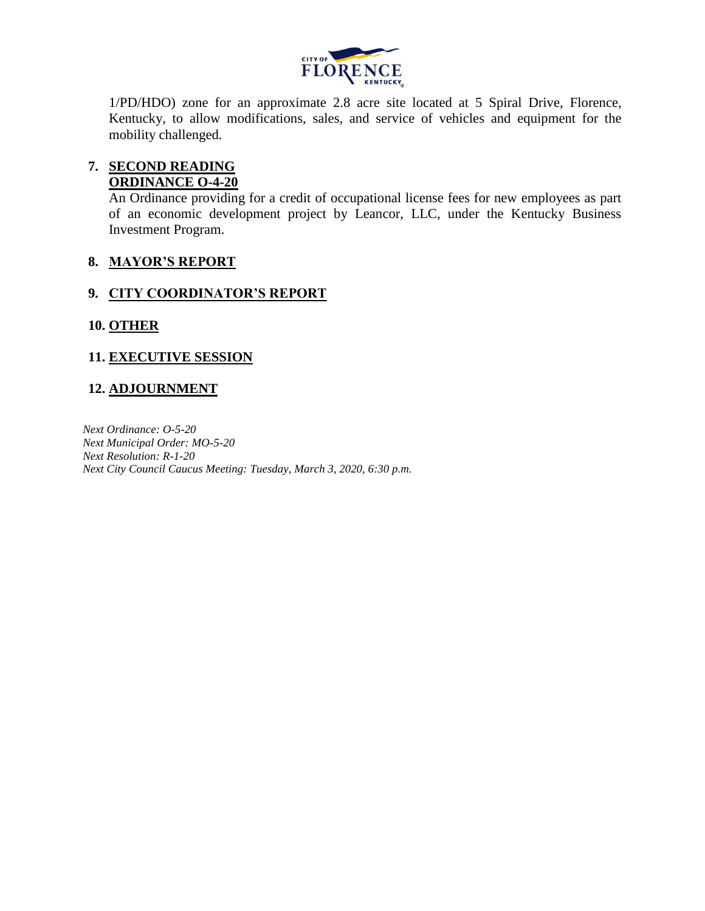1/PD/HDO) zone for an approximate 2.8 acre site located at 5 Spiral Drive, Florence, Kentucky, to allow modifications, sales, and service of vehicles and equipment for the mobility challenged.

7. **SECOND READING**
   **ORDINANCE O-4-20**
   An Ordinance providing for a credit of occupational license fees for new employees as part of an economic development project by Leancor, LLC, under the Kentucky Business Investment Program.

8. **MAYOR'S REPORT**

9. **CITY COORDINATOR'S REPORT**

10. **OTHER**

11. **EXECUTIVE SESSION**

12. **ADJOURNMENT**

*Next Ordinance: O-5-20*
*Next Municipal Order: MO-5-20*
*Next Resolution: R-1-20*
*Next City Council Caucus Meeting: Tuesday, March 3, 2020, 6:30 p.m.*